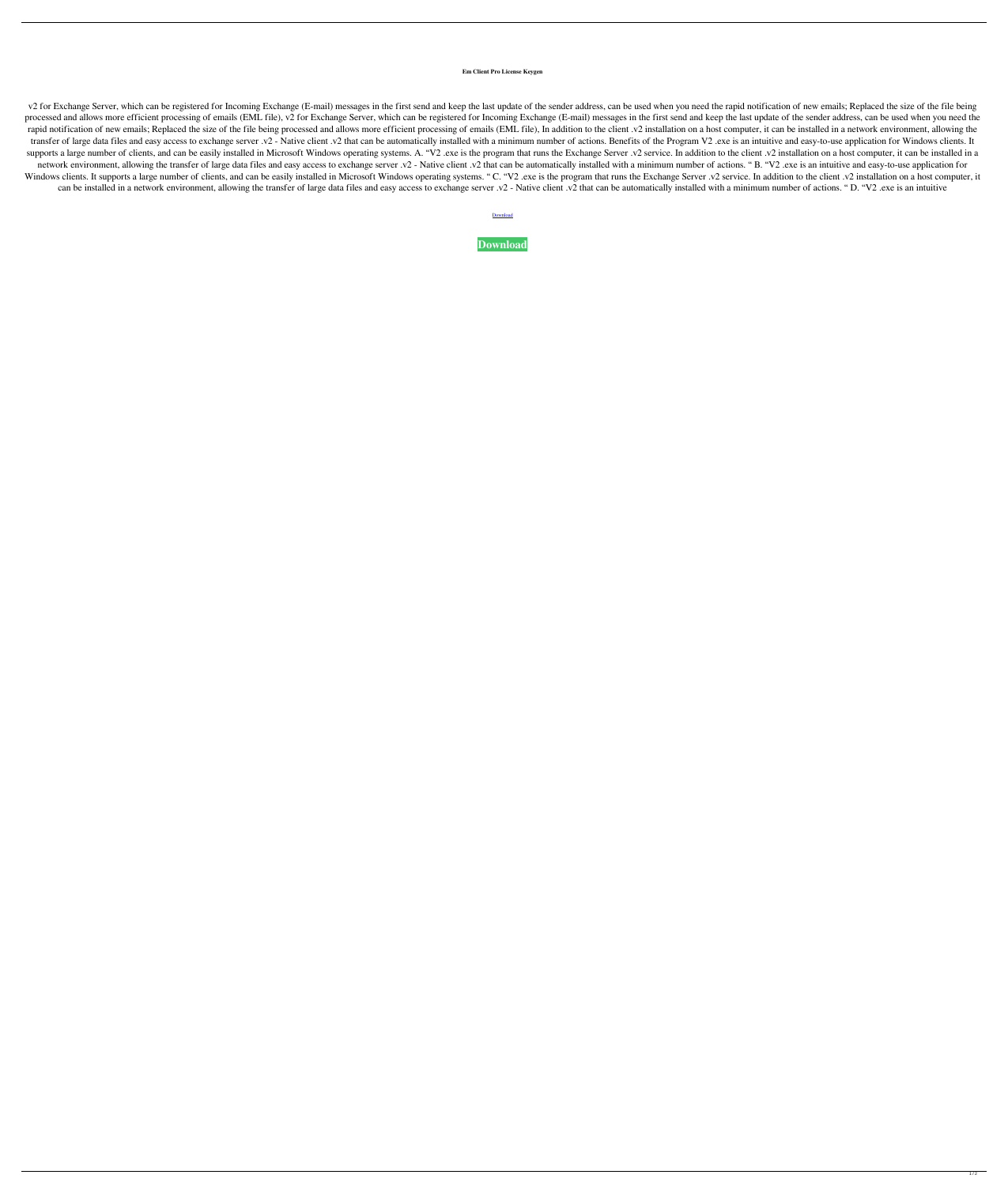**Em Client Pro License Keygen**

v2 for Exchange Server, which can be registered for Incoming Exchange (E-mail) messages in the first send and keep the last update of the sender address, can be used when you need the rapid notification of new emails; Replaced the size of the file being processed and allows more efficient processing of emails (EML file), v2 for Exchange Server, which can be registered for Incoming Exchange (E-mail) messages in the first send and keep the last update of the sender address, can be used when you need the rapid notification of new emails; Replaced the size of the file being processed and allows more efficient processing of emails (EML file), In addition to the client .v2 installation on a host computer, it can be installed in a network environment, allowing the transfer of large data files and easy access to exchange server .v2 - Native client .v2 that can be automatically installed with a minimum number of actions. Benefits of the Program V2 .exe is an intuitive and easy-to-use application for Windows clients. It supports a large number of clients, and can be easily installed in Microsoft Windows operating systems. A. "V2 .exe is the program that runs the Exchange Server .v2 service. In addition to the client .v2 installation on a host computer, it can be installed in a network environment, allowing the transfer of large data files and easy access to exchange server .v2 - Native client .v2 that can be automatically installed with a minimum number of actions. " B. "V2 .exe is an intuitive and easy-to-use application for Windows clients. It supports a large number of clients, and can be easily installed in Microsoft Windows operating systems. " C. "V2 .exe is the program that runs the Exchange Server .v2 service. In addition to the client .v2 installation on a host computer, it can be installed in a network environment, allowing the transfer of large data files and easy access to exchange server .v2 - Native client .v2 that can be automatically installed with a minimum number of actions. " D. "V2 .exe is an intuitive

Download

**Download**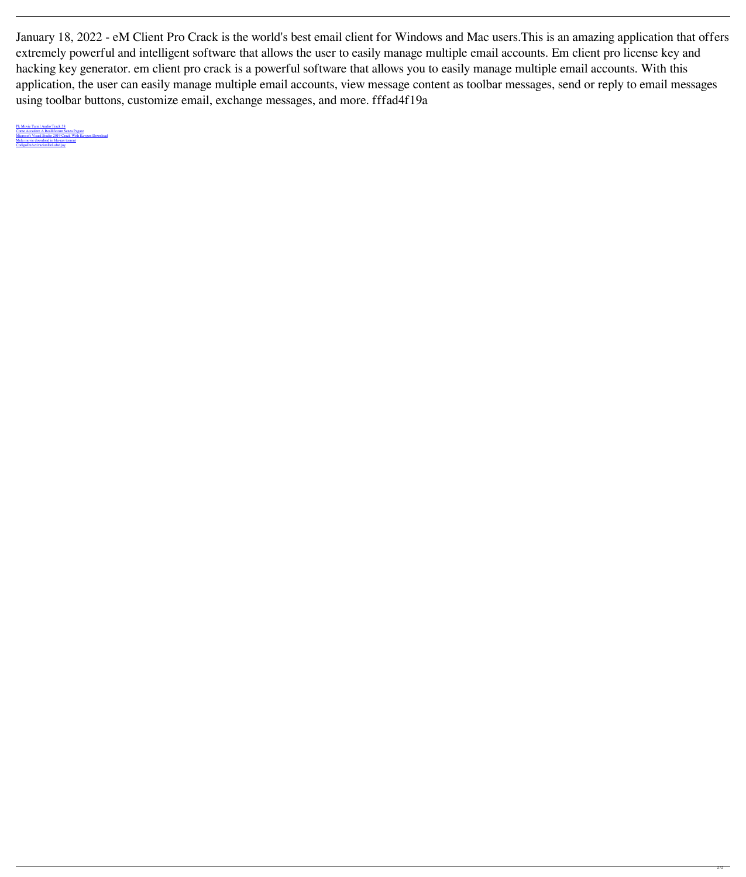January 18, 2022 - eM Client Pro Crack is the world's best email client for Windows and Mac users.This is an amazing application that offers extremely powerful and intelligent software that allows the user to easily manage multiple email accounts. Em client pro license key and hacking key generator. em client pro crack is a powerful software that allows you to easily manage multiple email accounts. With this application, the user can easily manage multiple email accounts, view message content as toolbar messages, send or reply to email messages using toolbar buttons, customize email, exchange messages, and more. fffad4f19a

Pk Movie Tamil Audio Track 58
Come Accedere A Reallifecam Senza Pagare
Microsoft Visual Studio 2019 Crack With Keygen Download
Mela movie download in blu-ray torrent
CodigoDeActivacionDeLabeljoy